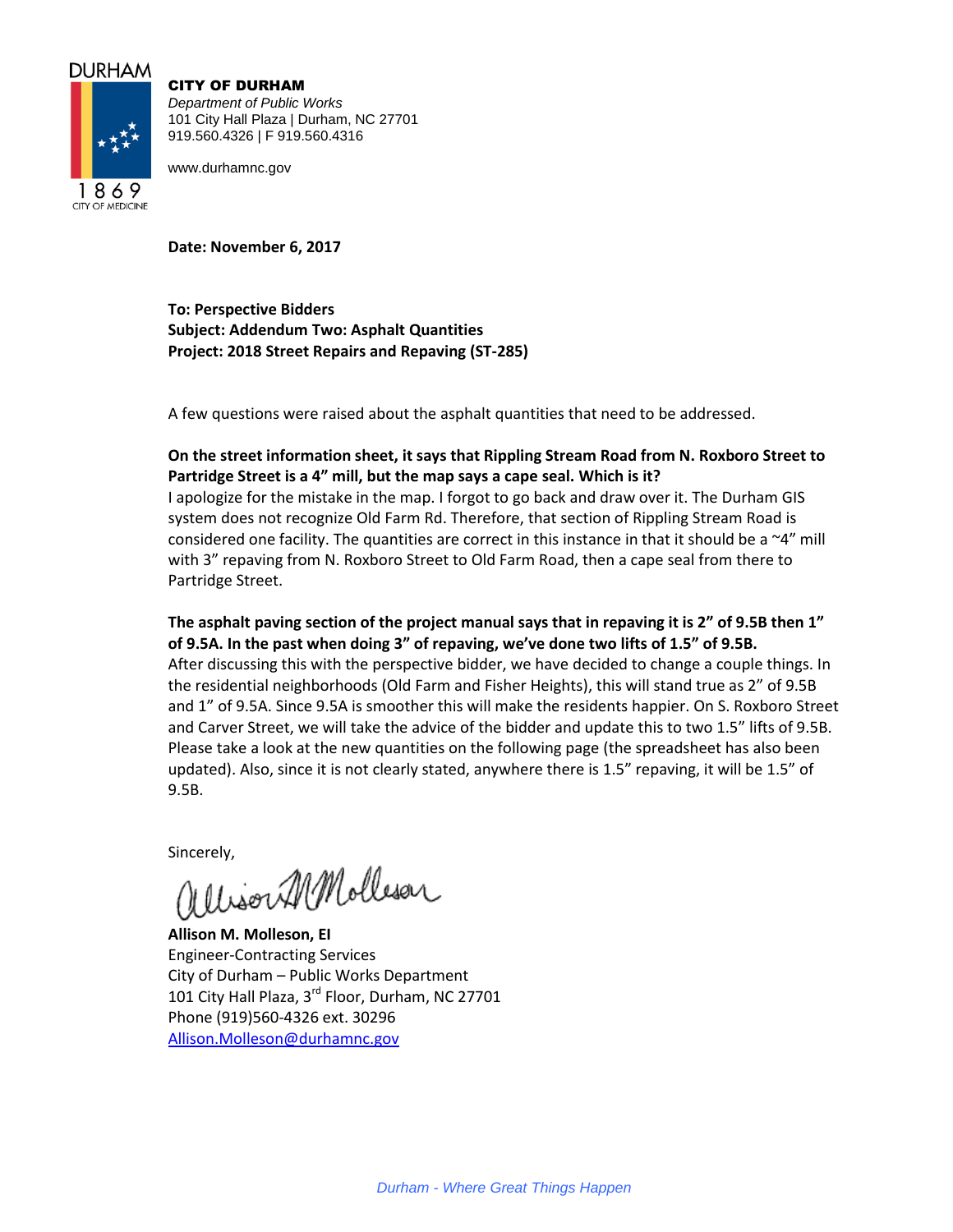**CITY OF DURHAM**
*Department of Public Works*
101 City Hall Plaza | Durham, NC 27701
919.560.4326 | F 919.560.4316

www.durhamnc.gov

**Date: November 6, 2017**

**To: Perspective Bidders**
**Subject: Addendum Two: Asphalt Quantities**
**Project: 2018 Street Repairs and Repaving (ST-285)**

A few questions were raised about the asphalt quantities that need to be addressed.

**On the street information sheet, it says that Rippling Stream Road from N. Roxboro Street to Partridge Street is a 4" mill, but the map says a cape seal. Which is it?**
I apologize for the mistake in the map. I forgot to go back and draw over it. The Durham GIS system does not recognize Old Farm Rd. Therefore, that section of Rippling Stream Road is considered one facility. The quantities are correct in this instance in that it should be a ~4" mill with 3" repaving from N. Roxboro Street to Old Farm Road, then a cape seal from there to Partridge Street.

**The asphalt paving section of the project manual says that in repaving it is 2" of 9.5B then 1" of 9.5A. In the past when doing 3" of repaving, we've done two lifts of 1.5" of 9.5B.**
After discussing this with the perspective bidder, we have decided to change a couple things. In the residential neighborhoods (Old Farm and Fisher Heights), this will stand true as 2" of 9.5B and 1" of 9.5A. Since 9.5A is smoother this will make the residents happier. On S. Roxboro Street and Carver Street, we will take the advice of the bidder and update this to two 1.5" lifts of 9.5B. Please take a look at the new quantities on the following page (the spreadsheet has also been updated). Also, since it is not clearly stated, anywhere there is 1.5" repaving, it will be 1.5" of 9.5B.

Sincerely,

**Allison M. Molleson, EI**
Engineer-Contracting Services
City of Durham – Public Works Department
101 City Hall Plaza, 3rd Floor, Durham, NC 27701
Phone (919)560-4326 ext. 30296
Allison.Molleson@durhamnc.gov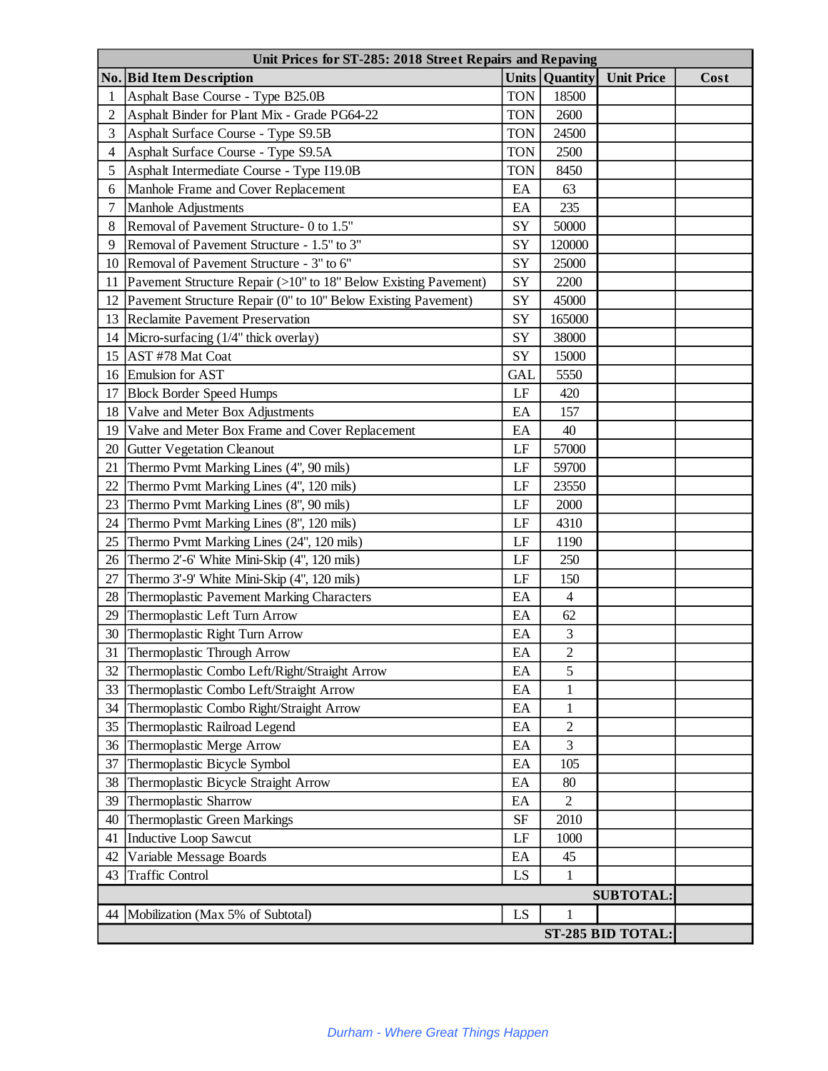| Unit Prices for ST-285: 2018 Street Repairs and Repaving | | | | | |
|---|---|---|---|---|---|
| **No.** | **Bid Item Description** | **Units** | **Quantity** | **Unit Price** | **Cost** |
| 1 | Asphalt Base Course - Type B25.0B | TON | 18500 | | |
| 2 | Asphalt Binder for Plant Mix - Grade PG64-22 | TON | 2600 | | |
| 3 | Asphalt Surface Course - Type S9.5B | TON | 24500 | | |
| 4 | Asphalt Surface Course - Type S9.5A | TON | 2500 | | |
| 5 | Asphalt Intermediate Course - Type I19.0B | TON | 8450 | | |
| 6 | Manhole Frame and Cover Replacement | EA | 63 | | |
| 7 | Manhole Adjustments | EA | 235 | | |
| 8 | Removal of Pavement Structure- 0 to 1.5" | SY | 50000 | | |
| 9 | Removal of Pavement Structure - 1.5" to 3" | SY | 120000 | | |
| 10 | Removal of Pavement Structure - 3" to 6" | SY | 25000 | | |
| 11 | Pavement Structure Repair (>10" to 18" Below Existing Pavement) | SY | 2200 | | |
| 12 | Pavement Structure Repair (0" to 10" Below Existing Pavement) | SY | 45000 | | |
| 13 | Reclamite Pavement Preservation | SY | 165000 | | |
| 14 | Micro-surfacing (1/4" thick overlay) | SY | 38000 | | |
| 15 | AST #78 Mat Coat | SY | 15000 | | |
| 16 | Emulsion for AST | GAL | 5550 | | |
| 17 | Block Border Speed Humps | LF | 420 | | |
| 18 | Valve and Meter Box Adjustments | EA | 157 | | |
| 19 | Valve and Meter Box Frame and Cover Replacement | EA | 40 | | |
| 20 | Gutter Vegetation Cleanout | LF | 57000 | | |
| 21 | Thermo Pvmt Marking Lines (4", 90 mils) | LF | 59700 | | |
| 22 | Thermo Pvmt Marking Lines (4", 120 mils) | LF | 23550 | | |
| 23 | Thermo Pvmt Marking Lines (8", 90 mils) | LF | 2000 | | |
| 24 | Thermo Pvmt Marking Lines (8", 120 mils) | LF | 4310 | | |
| 25 | Thermo Pvmt Marking Lines (24", 120 mils) | LF | 1190 | | |
| 26 | Thermo 2'-6' White Mini-Skip (4", 120 mils) | LF | 250 | | |
| 27 | Thermo 3'-9' White Mini-Skip (4", 120 mils) | LF | 150 | | |
| 28 | Thermoplastic Pavement Marking Characters | EA | 4 | | |
| 29 | Thermoplastic Left Turn Arrow | EA | 62 | | |
| 30 | Thermoplastic Right Turn Arrow | EA | 3 | | |
| 31 | Thermoplastic Through Arrow | EA | 2 | | |
| 32 | Thermoplastic Combo Left/Right/Straight Arrow | EA | 5 | | |
| 33 | Thermoplastic Combo Left/Straight Arrow | EA | 1 | | |
| 34 | Thermoplastic Combo Right/Straight Arrow | EA | 1 | | |
| 35 | Thermoplastic Railroad Legend | EA | 2 | | |
| 36 | Thermoplastic Merge Arrow | EA | 3 | | |
| 37 | Thermoplastic Bicycle Symbol | EA | 105 | | |
| 38 | Thermoplastic Bicycle Straight Arrow | EA | 80 | | |
| 39 | Thermoplastic Sharrow | EA | 2 | | |
| 40 | Thermoplastic Green Markings | SF | 2010 | | |
| 41 | Inductive Loop Sawcut | LF | 1000 | | |
| 42 | Variable Message Boards | EA | 45 | | |
| 43 | Traffic Control | LS | 1 | | |
| | | | | **SUBTOTAL:** | |
| 44 | Mobilization (Max 5% of Subtotal) | LS | 1 | | |
| | | | | **ST-285 BID TOTAL:** | |